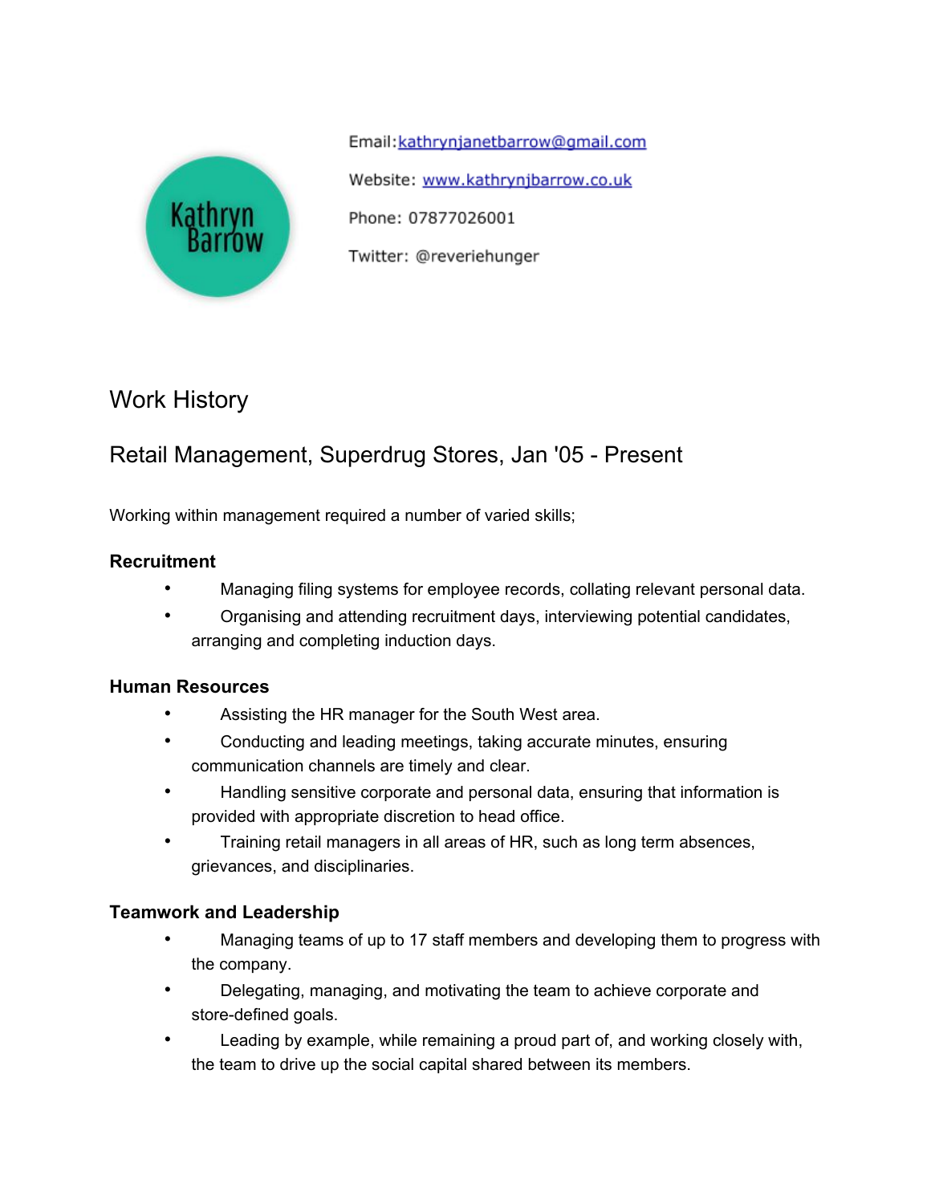# Kathryn Barrow

Email: kathrynjanetbarrow@gmail.com

Website: www.kathrynjbarrow.co.uk

Phone: 07877026001

Twitter: @reveriehunger

## Work History

### Retail Management, Superdrug Stores, Jan '05 - Present

Working within management required a number of varied skills;

**Recruitment**

- Managing filing systems for employee records, collating relevant personal data.
- Organising and attending recruitment days, interviewing potential candidates, arranging and completing induction days.

**Human Resources**

- Assisting the HR manager for the South West area.
- Conducting and leading meetings, taking accurate minutes, ensuring communication channels are timely and clear.
- Handling sensitive corporate and personal data, ensuring that information is provided with appropriate discretion to head office.
- Training retail managers in all areas of HR, such as long term absences, grievances, and disciplinaries.

**Teamwork and Leadership**

- Managing teams of up to 17 staff members and developing them to progress with the company.
- Delegating, managing, and motivating the team to achieve corporate and store-defined goals.
- Leading by example, while remaining a proud part of, and working closely with, the team to drive up the social capital shared between its members.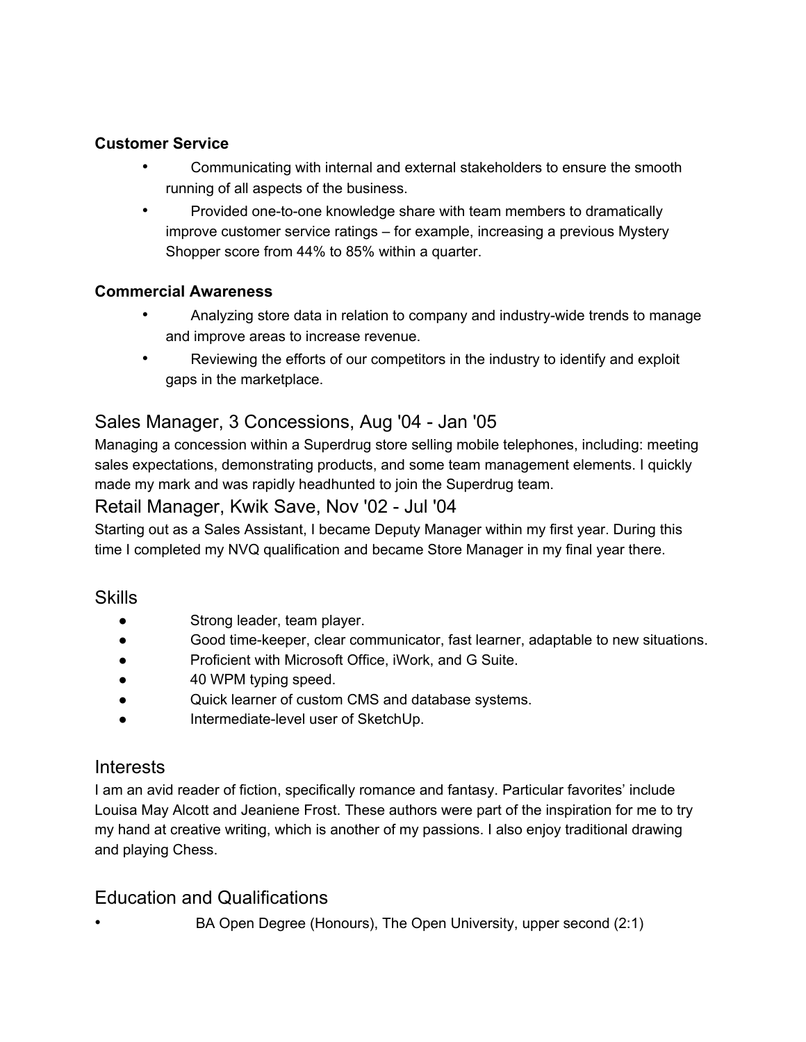**Customer Service**

- Communicating with internal and external stakeholders to ensure the smooth running of all aspects of the business.
- Provided one-to-one knowledge share with team members to dramatically improve customer service ratings – for example, increasing a previous Mystery Shopper score from 44% to 85% within a quarter.

**Commercial Awareness**

- Analyzing store data in relation to company and industry-wide trends to manage and improve areas to increase revenue.
- Reviewing the efforts of our competitors in the industry to identify and exploit gaps in the marketplace.

### Sales Manager, 3 Concessions, Aug '04 - Jan '05

Managing a concession within a Superdrug store selling mobile telephones, including: meeting sales expectations, demonstrating products, and some team management elements. I quickly made my mark and was rapidly headhunted to join the Superdrug team.

### Retail Manager, Kwik Save, Nov '02 - Jul '04

Starting out as a Sales Assistant, I became Deputy Manager within my first year. During this time I completed my NVQ qualification and became Store Manager in my final year there.

## Skills

- Strong leader, team player.
- Good time-keeper, clear communicator, fast learner, adaptable to new situations.
- Proficient with Microsoft Office, iWork, and G Suite.
- 40 WPM typing speed.
- Quick learner of custom CMS and database systems.
- Intermediate-level user of SketchUp.

## Interests

I am an avid reader of fiction, specifically romance and fantasy. Particular favorites' include Louisa May Alcott and Jeaniene Frost. These authors were part of the inspiration for me to try my hand at creative writing, which is another of my passions. I also enjoy traditional drawing and playing Chess.

## Education and Qualifications

- BA Open Degree (Honours), The Open University, upper second (2:1)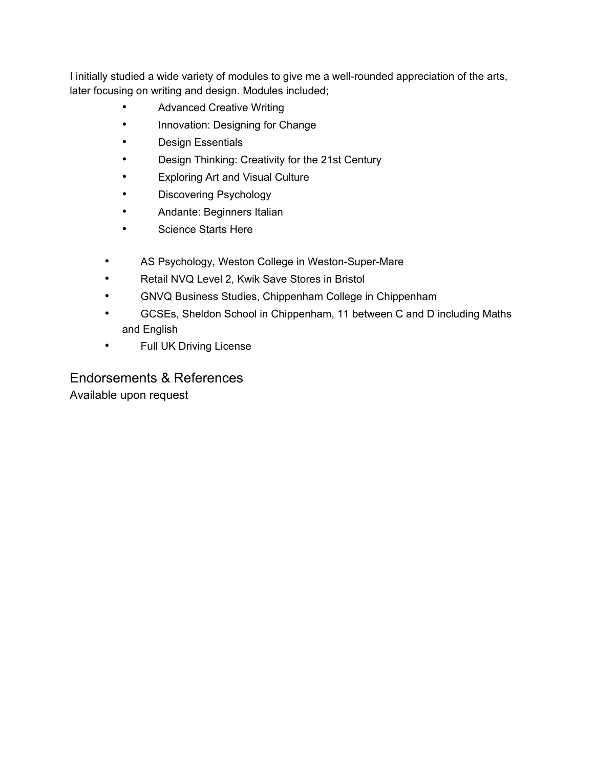I initially studied a wide variety of modules to give me a well-rounded appreciation of the arts, later focusing on writing and design. Modules included;

- Advanced Creative Writing
- Innovation: Designing for Change
- Design Essentials
- Design Thinking: Creativity for the 21st Century
- Exploring Art and Visual Culture
- Discovering Psychology
- Andante: Beginners Italian
- Science Starts Here

- AS Psychology, Weston College in Weston-Super-Mare
- Retail NVQ Level 2, Kwik Save Stores in Bristol
- GNVQ Business Studies, Chippenham College in Chippenham
- GCSEs, Sheldon School in Chippenham, 11 between C and D including Maths and English
- Full UK Driving License

## Endorsements & References

Available upon request